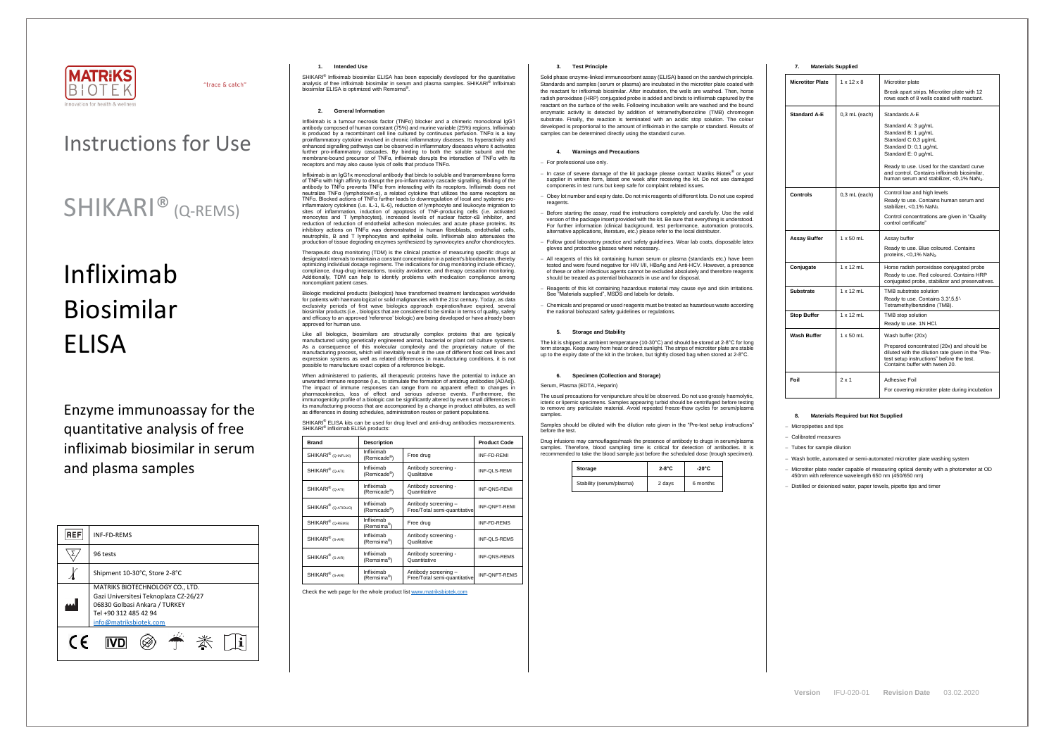MATRIKS BIOTEK

innovation for health & wellness

"trace & catch"

# Instructions for Use

# SHIKARI® (Q-REMS)

# Infliximab Biosimilar ELISA

## Enzyme immunoassay for the quantitative analysis of free infliximab biosimilar in serum and plasma samples

| REF | INF-FD-REMS |
|---|---|
| Σ | 96 tests |
| Temperature | Shipment 10-30°C, Store 2-8°C |
| Manufacturer | MATRIKS BIOTECHNOLOGY CO., LTD.<br>Gazi Universitesi Teknoplaza CZ-26/27<br>06830 Golbasi Ankara / TURKEY<br>Tel +90 312 485 42 94<br>info@matriksbiotek.com |

CE IVD

### 1. Intended Use

SHIKARI® Infliximab biosimilar ELISA has been especially developed for the quantitative analysis of free infliximab biosimilar in serum and plasma samples. SHIKARI® Infliximab biosimilar ELISA is optimized with Remsima®.

### 2. General Information

Infliximab is a tumour necrosis factor (TNFα) blocker and a chimeric monoclonal IgG1 antibody composed of human constant (75%) and murine variable (25%) regions. Infliximab is produced by a recombinant cell line cultured by continuous perfusion. TNFα is a key proinflammatory cytokine involved in chronic inflammatory diseases. Its hyperactivity and enhanced signalling pathways can be observed in inflammatory diseases where it activates further pro-inflammatory cascades. By binding to both the soluble subunit and the membrane-bound precursor of TNFα, infliximab disrupts the interaction of TNFα with its receptors and may also cause lysis of cells that produce TNFα.

Infliximab is an IgG1κ monoclonal antibody that binds to soluble and transmembrane forms of TNFα with high affinity to disrupt the pro-inflammatory cascade signalling. Binding of the antibody to TNFα prevents TNFα from interacting with its receptors. Infliximab does not neutralize TNFβ (lymphotoxin-α), a related cytokine that utilizes the same receptors as TNFα. Blocked actions of TNFα further leads to downregulation of local and systemic pro-inflammatory cytokines (i.e. IL-1, IL-6), reduction of lymphocyte and leukocyte migration to sites of inflammation, induction of apoptosis of TNF-producing cells (i.e. activated monocytes and T lymphocytes), increased levels of nuclear factor-κB inhibitor, and reduction of reduction of endothelial adhesion molecules and acute phase proteins. Its inhibitory actions on TNFα was demonstrated in human fibroblasts, endothelial cells, neutrophils, B and T lymphocytes and epithelial cells. Infliximab also attenuates the production of tissue degrading enzymes synthesized by synoviocytes and/or chondrocytes.

Therapeutic drug monitoring (TDM) is the clinical practice of measuring specific drugs at designated intervals to maintain a constant concentration in a patient's bloodstream, thereby optimizing individual dosage regimens. The indications for drug monitoring include efficacy, compliance, drug-drug interactions, toxicity avoidance, and therapy cessation monitoring. Additionally, TDM can help to identify problems with medication compliance among noncompliant patient cases.

Biologic medicinal products (biologics) have transformed treatment landscapes worldwide for patients with haematological or solid malignancies with the 21st century. Today, as data exclusivity periods of first wave biologics approach expiration/have expired, several biosimilar products (i.e., biologics that are considered to be similar in terms of quality, safety and efficacy to an approved 'reference' biologic) are being developed or have already been approved for human use.

Like all biologics, biosimilars are structurally complex proteins that are typically manufactured using genetically engineered animal, bacterial or plant cell culture systems. As a consequence of this molecular complexity and the proprietary nature of the manufacturing process, which will inevitably result in the use of different host cell lines and expression systems as well as related differences in manufacturing conditions, it is not possible to manufacture exact copies of a reference biologic.

When administered to patients, all therapeutic proteins have the potential to induce an unwanted immune response (i.e., to stimulate the formation of antidrug antibodies [ADAs]). The impact of immune responses can range from no apparent effect to changes in pharmacokinetics, loss of effect and serious adverse events. Furthermore, the immunogenicity profile of a biologic can be significantly altered by even small differences in its manufacturing process that are accompanied by a change in product attributes, as well as differences in dosing schedules, administration routes or patient populations.

SHIKARI® ELISA kits can be used for drug level and anti-drug antibodies measurements. SHIKARI® infliximab ELISA products:

| Brand | Description | | Product Code |
|---|---|---|---|
| SHIKARI® (Q-INFLIXI) | Infliximab (Remicade®) | Free drug | INF-FD-REMI |
| SHIKARI® (Q-ATI) | Infliximab (Remicade®) | Antibody screening - Qualitative | INF-QLS-REMI |
| SHIKARI® (Q-ATI) | Infliximab (Remicade®) | Antibody screening - Quantitative | INF-QNS-REMI |
| SHIKARI® (Q-ATIDUO) | Infliximab (Remicade®) | Antibody screening – Free/Total semi-quantitative | INF-QNFT-REMI |
| SHIKARI® (Q-REMS) | Infliximab (Remsima®) | Free drug | INF-FD-REMS |
| SHIKARI® (S-AIR) | Infliximab (Remsima®) | Antibody screening - Qualitative | INF-QLS-REMS |
| SHIKARI® (S-AIR) | Infliximab (Remsima®) | Antibody screening - Quantitative | INF-QNS-REMS |
| SHIKARI® (S-AIR) | Infliximab (Remsima®) | Antibody screening – Free/Total semi-quantitative | INF-QNFT-REMS |

Check the web page for the whole product list www.matriksbiotek.com

### 3. Test Principle

Solid phase enzyme-linked immunosorbent assay (ELISA) based on the sandwich principle. Standards and samples (serum or plasma) are incubated in the microtiter plate coated with the reactant for infliximab biosimilar. After incubation, the wells are washed. Then, horse radish peroxidase (HRP) conjugated probe is added and binds to infliximab captured by the reactant on the surface of the wells. Following incubation wells are washed and the bound enzymatic activity is detected by addition of tetramethylbenzidine (TMB) chromogen substrate. Finally, the reaction is terminated with an acidic stop solution. The colour developed is proportional to the amount of infliximab in the sample or standard. Results of samples can be determined directly using the standard curve.

### 4. Warnings and Precautions

- For professional use only.
- In case of severe damage of the kit package please contact Matriks Biotek® or your supplier in written form, latest one week after receiving the kit. Do not use damaged components in test runs but keep safe for complaint related issues.
- Obey lot number and expiry date. Do not mix reagents of different lots. Do not use expired reagents.
- Before starting the assay, read the instructions completely and carefully. Use the valid version of the package insert provided with the kit. Be sure that everything is understood. For further information (clinical background, test performance, automation protocols, alternative applications, literature, etc.) please refer to the local distributor.
- Follow good laboratory practice and safety guidelines. Wear lab coats, disposable latex gloves and protective glasses where necessary.
- All reagents of this kit containing human serum or plasma (standards etc.) have been tested and were found negative for HIV I/II, HBsAg and Anti-HCV. However, a presence of these or other infectious agents cannot be excluded absolutely and therefore reagents should be treated as potential biohazards in use and for disposal.
- Reagents of this kit containing hazardous material may cause eye and skin irritations. See "Materials supplied", MSDS and labels for details.
- Chemicals and prepared or used reagents must be treated as hazardous waste according the national biohazard safety guidelines or regulations.

### 5. Storage and Stability

The kit is shipped at ambient temperature (10-30°C) and should be stored at 2-8°C for long term storage. Keep away from heat or direct sunlight. The strips of microtiter plate are stable up to the expiry date of the kit in the broken, but tightly closed bag when stored at 2-8°C.

### 6. Specimen (Collection and Storage)

Serum, Plasma (EDTA, Heparin)

The usual precautions for venipuncture should be observed. Do not use grossly haemolytic, icteric or lipemic specimens. Samples appearing turbid should be centrifuged before testing to remove any particulate material. Avoid repeated freeze-thaw cycles for serum/plasma samples.

Samples should be diluted with the dilution rate given in the "Pre-test setup instructions" before the test.

Drug infusions may camouflages/mask the presence of antibody to drugs in serum/plasma samples. Therefore, blood sampling time is critical for detection of antibodies. It is recommended to take the blood sample just before the scheduled dose (trough specimen).

| Storage | 2-8°C | -20°C |
|---|---|---|
| Stability (serum/plasma) | 2 days | 6 months |

### 7. Materials Supplied

| | | |
|---|---|---|
| **Microtiter Plate** | 1 x 12 x 8 | Microtiter plate<br>Break apart strips. Microtiter plate with 12 rows each of 8 wells coated with reactant. |
| **Standard A-E** | 0,3 mL (each) | Standards A-E<br>Standard A: 3 µg/mL<br>Standard B: 1 µg/mL<br>Standard C:0,3 µg/mL<br>Standard D: 0,1 µg/mL<br>Standard E: 0 µg/mL<br>Ready to use. Used for the standard curve and control. Contains infliximab biosimilar, human serum and stabilizer, <0,1% $NaN_3$. |
| **Controls** | 0,3 mL (each) | Control low and high levels<br>Ready to use. Contains human serum and stabilizer, <0,1% $NaN_3$.<br>Control concentrations are given in "Quality control certificate" |
| **Assay Buffer** | 1 x 50 mL | Assay buffer<br>Ready to use. Blue coloured. Contains proteins, <0,1% $NaN_3$. |
| **Conjugate** | 1 x 12 mL | Horse radish peroxidase conjugated probe<br>Ready to use. Red coloured. Contains HRP conjugated probe, stabilizer and preservatives. |
| **Substrate** | 1 x 12 mL | TMB substrate solution<br>Ready to use. Contains 3,3',5,5'-Tetramethylbenzidine (TMB). |
| **Stop Buffer** | 1 x 12 mL | TMB stop solution<br>Ready to use. 1N HCl. |
| **Wash Buffer** | 1 x 50 mL | Wash buffer (20x)<br>Prepared concentrated (20x) and should be diluted with the dilution rate given in the "Pre-test setup instructions" before the test. Contains buffer with tween 20. |
| **Foil** | 2 x 1 | Adhesive Foil<br>For covering microtiter plate during incubation |

### 8. Materials Required but Not Supplied

- Micropipettes and tips
- Calibrated measures
- Tubes for sample dilution
- Wash bottle, automated or semi-automated microtiter plate washing system
- Microtiter plate reader capable of measuring optical density with a photometer at OD 450nm with reference wavelength 650 nm (450/650 nm)
- Distilled or deionised water, paper towels, pipette tips and timer

Version IFU-020-01 Revision Date 03.02.2020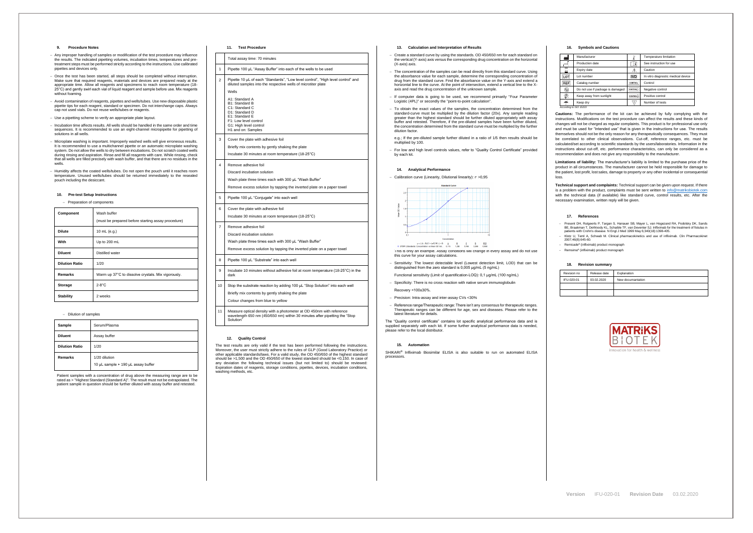## 9. Procedure Notes

- Any improper handling of samples or modification of the test procedure may influence the results. The indicated pipetting volumes, incubation times, temperatures and pre-treatment steps must be performed strictly according to the instructions. Use calibrated pipettes and devices only.
- Once the test has been started, all steps should be completed without interruption. Make sure that required reagents, materials and devices are prepared ready at the appropriate time. Allow all reagents and specimens to reach room temperature (18-25°C) and gently swirl each vial of liquid reagent and sample before use. Mix reagents without foaming.
- Avoid contamination of reagents, pipettes and wells/tubes. Use new disposable plastic pipette tips for each reagent, standard or specimen. Do not interchange caps. Always cap not used vials. Do not reuse wells/tubes or reagents.
- Use a pipetting scheme to verify an appropriate plate layout.
- Incubation time affects results. All wells should be handled in the same order and time sequences. It is recommended to use an eight-channel micropipette for pipetting of solutions in all wells.
- Microplate washing is important. Improperly washed wells will give erroneous results. It is recommended to use a multichannel pipette or an automatic microplate washing system. Do not allow the wells to dry between incubations. Do not scratch coated wells during rinsing and aspiration. Rinse and fill all reagents with care. While rinsing, check that all wells are filled precisely with wash buffer, and that there are no residues in the wells.
- Humidity affects the coated wells/tubes. Do not open the pouch until it reaches room temperature. Unused wells/tubes should be returned immediately to the resealed pouch including the desiccant.

## 10. Pre-test Setup Instructions

- Preparation of components

| | |
|---|---|
| **Component** | Wash buffer (must be prepared before starting assay procedure) |
| **Dilute** | 10 mL (e.g.) |
| **With** | Up to 200 mL |
| **Diluent** | Distilled water |
| **Dilution Ratio** | 1/20 |
| **Remarks** | Warm up 37°C to dissolve crystals. Mix vigorously. |
| **Storage** | 2-8°C |
| **Stability** | 2 weeks |

- Dilution of samples

| | |
|---|---|
| **Sample** | Serum/Plasma |
| **Diluent** | Assay buffer |
| **Dilution Ratio** | 1/20 |
| **Remarks** | 1/20 dilution<br>10 µL sample + 190 µL assay buffer |

Patient samples with a concentration of drug above the measuring range are to be rated as > "Highest Standard (Standard A)". The result must not be extrapolated. The patient sample in question should be further diluted with assay buffer and retested.

## 11. Test Procedure

| | |
|---|---|
| | Total assay time: 70 minutes |
| 1 | Pipette 100 µL "Assay Buffer" into each of the wells to be used |
| 2 | Pipette 10 µL of each "Standards", "Low level control", "High level control" and diluted samples into the respective wells of microtiter plate<br>Wells<br>A1: Standard A<br>B1: Standard B<br>C1: Standard C<br>D1: Standard D<br>E1: Standard E<br>F1: Low level control<br>G1: High level control<br>H1 and on: Samples |
| 3 | Cover the plate with adhesive foil<br>Briefly mix contents by gently shaking the plate<br>Incubate 30 minutes at room temperature (18-25°C) |
| 4 | Remove adhesive foil<br>Discard incubation solution<br>Wash plate three times each with 300 µL "Wash Buffer"<br>Remove excess solution by tapping the inverted plate on a paper towel |
| 5 | Pipette 100 µL "Conjugate" into each well |
| 6 | Cover the plate with adhesive foil<br>Incubate 30 minutes at room temperature (18-25°C) |
| 7 | Remove adhesive foil<br>Discard incubation solution<br>Wash plate three times each with 300 µL "Wash Buffer"<br>Remove excess solution by tapping the inverted plate on a paper towel |
| 8 | Pipette 100 µL "Substrate" into each well |
| 9 | Incubate 10 minutes without adhesive foil at room temperature (18-25°C) in the dark |
| 10 | Stop the substrate reaction by adding 100 µL "Stop Solution" into each well<br>Briefly mix contents by gently shaking the plate<br>Colour changes from blue to yellow |
| 11 | Measure optical density with a photometer at OD 450nm with reference wavelength 650 nm (450/650 nm) within 30 minutes after pipetting the "Stop Solution" |

## 12. Quality Control

The test results are only valid if the test has been performed following the instructions. Moreover, the user must strictly adhere to the rules of GLP (Good Laboratory Practice) or other applicable standards/laws. For a valid study, the OD 450/650 of the highest standard should be >1,500 and the OD 450/650 of the lowest standard should be <0,150. In case of any deviation the following technical issues (but not limited to) should be reviewed: Expiration dates of reagents, storage conditions, pipettes, devices, incubation conditions, washing methods, etc.

## 13. Calculation and Interpretation of Results

- Create a standard curve by using the standards. OD 450/650 nm for each standard on the vertical (Y-axis) axis versus the corresponding drug concentration on the horizontal (X-axis) axis.
- The concentration of the samples can be read directly from this standard curve. Using the absorbance value for each sample, determine the corresponding concentration of drug from the standard curve. Find the absorbance value on the Y-axis and extend a horizontal line to the curve. At the point of intersection, extend a vertical line to the X-axis and read the drug concentration of the unknown sample.
- If computer data is going to be used, we recommend primarily "Four Parameter Logistic (4PL)" or secondly the "point-to-point calculation".
- To obtain the exact values of the samples, the concentration determined from the standard-curve must be multiplied by the dilution factor (20x). Any sample reading greater than the highest standard should be further diluted appropriately with assay buffer and retested. Therefore, if the pre-diluted sample has been further diluted, the concentration determined from the standard curve must be multiplied by the further dilution factor.

  e.g.; If the pre-diluted sample further diluted in a ratio of 1/5 then results should be multiplied by 100.
- For low and high level controls values, refer to "Quality Control Certificate" provided by each kit.

## 14. Analytical Performance

- Calibration curve (Linearity, Dilutional linearity): $r^2$ >0,95

Standard Curve
Mean OD Value
2,5
2
1,5
1
0,5
0
0,1
1
10
Concentration

This is only an example. Assay conditions will change in every assay and do not use this curve for your assay calculations.

- Sensitivity: The lowest detectable level (Lowest detection limit, LOD) that can be distinguished from the zero standard is 0,005 µg/mL (5 ng/mL)

  Functional sensitivity (Limit of quantification-LOQ): 0,1 µg/mL (100 ng/mL)
- Specificity: There is no cross reaction with native serum immunoglobulin

  Recovery <100±30%.
- Precision: Intra-assay and inter-assay CVs <30%
- Reference range/Therapeutic range: There isn't any consensus for therapeutic ranges. Therapeutic ranges can be different for age, sex and diseases. Please refer to the latest literature for details.

The "Quality control certificate" contains lot specific analytical performance data and is supplied separately with each kit. If some further analytical performance data is needed, please refer to the local distributor.

## 15. Automation

SHIKARI® Infliximab Biosimilar ELISA is also suitable to run on automated ELISA processors.

## 16. Symbols and Cautions

| | | | |
|---|---|---|---|
| | Manufacturer | | Temperature limitation |
| | Production date | | See instruction for use |
| | Expiry date | | Caution |
| LOT | Lot number | IVD | In vitro diagnostic medical device |
| REF | Catalog number | CONTROL | Control |
| | Do not use if package is damaged | CONTROL - | Negative control |
| | Keep away from sunlight | CONTROL + | Positive control |
| | Keep dry | | Number of tests |

According to ISO 15223

**Cautions:** The performance of the kit can be achieved by fully complying with the instructions. Modifications on the test procedure can affect the results and these kinds of changes will not be charged as regular complaints. This product is for professional use only and must be used for "Intended use" that is given in the instructions for use. The results themselves should not be the only reason for any therapeutically consequences. They must be correlated to other clinical observations. Cut-off, reference ranges, etc. must be calculated/set according to scientific standards by the users/laboratories. Information in the instructions about cut-off, etc. performance characteristics, can only be considered as a recommendation and does not give any responsibility to the manufacturer.

**Limitations of liability:** The manufacturer's liability is limited to the purchase price of the product in all circumstances. The manufacturer cannot be held responsible for damage to the patient, lost profit, lost sales, damage to property or any other incidental or consequential loss.

**Technical support and complaints:** Technical support can be given upon request. If there is a problem with the product, complaints must be sent written to info@matriksbiotek.com with the technical data (if available) like standard curve, control results, etc. After the necessary examination, written reply will be given.

## 17. References

- Present DH, Rutgeerts P, Targan S, Hanauer SB, Mayer L, van Hogezand RA, Podolsky DK, Sands BE, Braakman T, DeWoody KL, Schaible TF, van Deventer SJ. Infliximab for the treatment of fistulas in patients with Crohn's disease. N Engl J Med 1999 May 6;340(18):1398-405.
- Klotz U, Teml A, Schwab M. Clinical pharmacokinetics and use of infliximab. Clin Pharmacokinet 2007;46(8):645-60.
- Remicade® (infliximab) product monograph
- Remsima® (infliximab) product monograph

## 18. Revision summary

| Revision no | Release date | Explanation |
|---|---|---|
| IFU-020-01 | 03.02.2020 | New documantation |
| | | |
| | | |

MATRIKS BIOTEK
innovation for health & wellness

**Version** IFU-020-01 **Revision Date** 03.02.2020